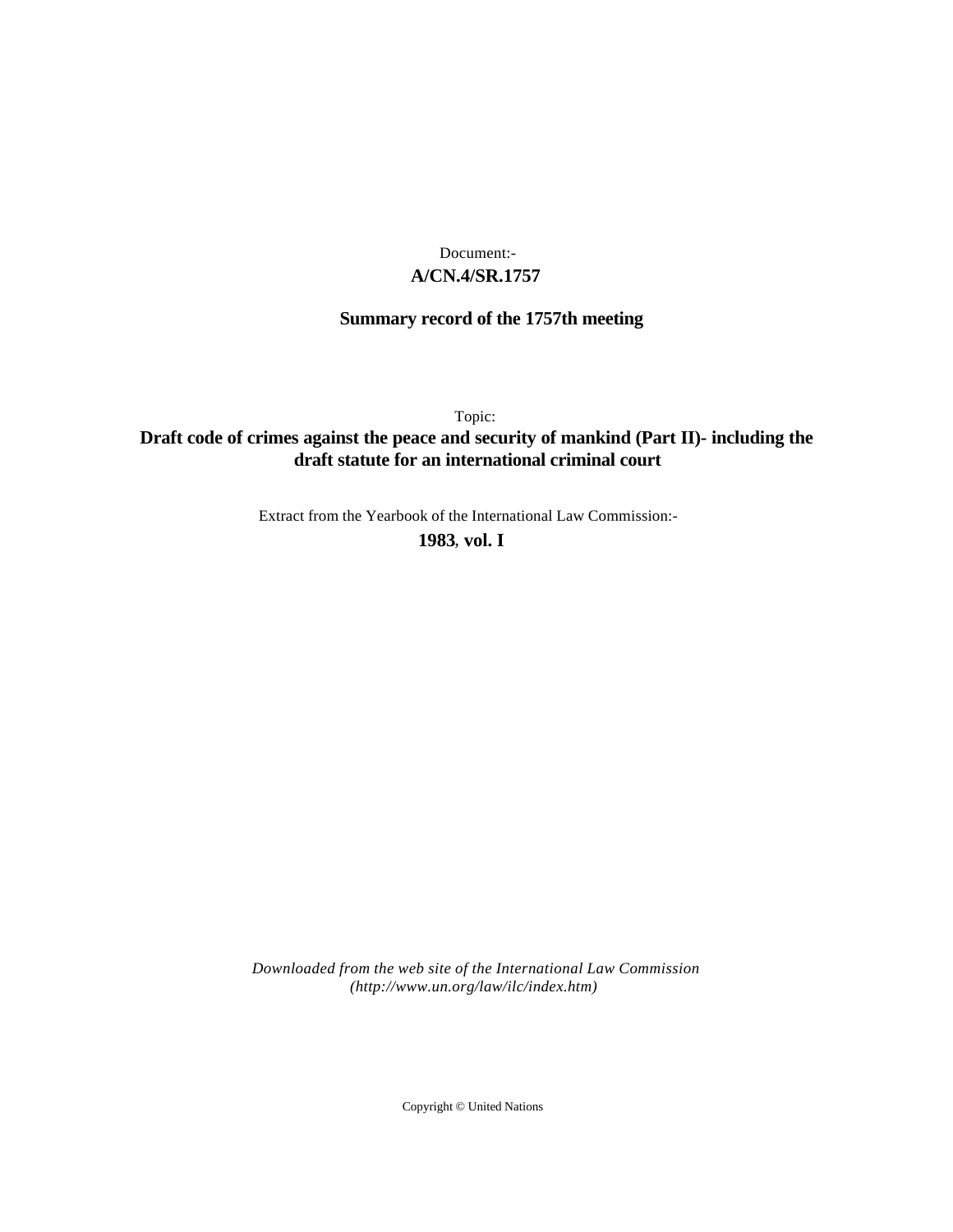Document:-

**A/CN.4/SR.1757**

**Summary record of the 1757th meeting**

Topic:

**Draft code of crimes against the peace and security of mankind (Part II)- including the draft statute for an international criminal court**

Extract from the Yearbook of the International Law Commission:-

**1983, vol. I**

*Downloaded from the web site of the International Law Commission (http://www.un.org/law/ilc/index.htm)*

Copyright © United Nations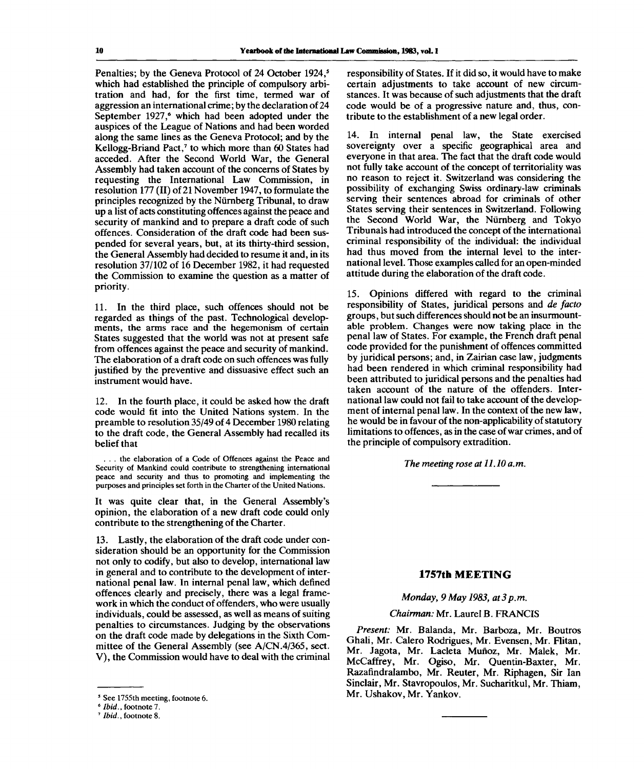Penalties; by the Geneva Protocol of 24 October 1924,[5] which had established the principle of compulsory arbitration and had, for the first time, termed war of aggression an international crime; by the declaration of 24 September 1927,[6] which had been adopted under the auspices of the League of Nations and had been worded along the same lines as the Geneva Protocol; and by the Kellogg-Briand Pact,[7] to which more than 60 States had acceded. After the Second World War, the General Assembly had taken account of the concerns of States by requesting the International Law Commission, in resolution 177 (II) of 21 November 1947, to formulate the principles recognized by the Nürnberg Tribunal, to draw up a list of acts constituting offences against the peace and security of mankind and to prepare a draft code of such offences. Consideration of the draft code had been suspended for several years, but, at its thirty-third session, the General Assembly had decided to resume it and, in its resolution 37/102 of 16 December 1982, it had requested the Commission to examine the question as a matter of priority.

11. In the third place, such offences should not be regarded as things of the past. Technological developments, the arms race and the hegemonism of certain States suggested that the world was not at present safe from offences against the peace and security of mankind. The elaboration of a draft code on such offences was fully justified by the preventive and dissuasive effect such an instrument would have.

12. In the fourth place, it could be asked how the draft code would fit into the United Nations system. In the preamble to resolution 35/49 of 4 December 1980 relating to the draft code, the General Assembly had recalled its belief that

> . . . the elaboration of a Code of Offences against the Peace and Security of Mankind could contribute to strengthening international peace and security and thus to promoting and implementing the purposes and principles set forth in the Charter of the United Nations.

It was quite clear that, in the General Assembly's opinion, the elaboration of a new draft code could only contribute to the strengthening of the Charter.

13. Lastly, the elaboration of the draft code under consideration should be an opportunity for the Commission not only to codify, but also to develop, international law in general and to contribute to the development of international penal law. In internal penal law, which defined offences clearly and precisely, there was a legal framework in which the conduct of offenders, who were usually individuals, could be assessed, as well as means of suiting penalties to circumstances. Judging by the observations on the draft code made by delegations in the Sixth Committee of the General Assembly (see A/CN.4/365, sect. V), the Commission would have to deal with the criminal responsibility of States. If it did so, it would have to make certain adjustments to take account of new circumstances. It was because of such adjustments that the draft code would be of a progressive nature and, thus, contribute to the establishment of a new legal order.

14. In internal penal law, the State exercised sovereignty over a specific geographical area and everyone in that area. The fact that the draft code would not fully take account of the concept of territoriality was no reason to reject it. Switzerland was considering the possibility of exchanging Swiss ordinary-law criminals serving their sentences abroad for criminals of other States serving their sentences in Switzerland. Following the Second World War, the Nürnberg and Tokyo Tribunals had introduced the concept of the international criminal responsibility of the individual: the individual had thus moved from the internal level to the international level. Those examples called for an open-minded attitude during the elaboration of the draft code.

15. Opinions differed with regard to the criminal responsibility of States, juridical persons and *de facto* groups, but such differences should not be an insurmountable problem. Changes were now taking place in the penal law of States. For example, the French draft penal code provided for the punishment of offences committed by juridical persons; and, in Zairian case law, judgments had been rendered in which criminal responsibility had been attributed to juridical persons and the penalties had taken account of the nature of the offenders. International law could not fail to take account of the development of internal penal law. In the context of the new law, he would be in favour of the non-applicability of statutory limitations to offences, as in the case of war crimes, and of the principle of compulsory extradition.

*The meeting rose at 11.10 a.m.*

---

## 1757th MEETING

*Monday, 9 May 1983, at 3 p.m.*

*Chairman:* Mr. Laurel B. FRANCIS

*Present:* Mr. Balanda, Mr. Barboza, Mr. Boutros Ghali, Mr. Calero Rodrigues, Mr. Evensen, Mr. Flitan, Mr. Jagota, Mr. Lacleta Muñoz, Mr. Malek, Mr. McCaffrey, Mr. Ogiso, Mr. Quentin-Baxter, Mr. Razafindralambo, Mr. Reuter, Mr. Riphagen, Sir Ian Sinclair, Mr. Stavropoulos, Mr. Sucharitkul, Mr. Thiam, Mr. Ushakov, Mr. Yankov.

---

[5] See 1755th meeting, footnote 6.

[6] *Ibid.*, footnote 7.

[7] *Ibid.*, footnote 8.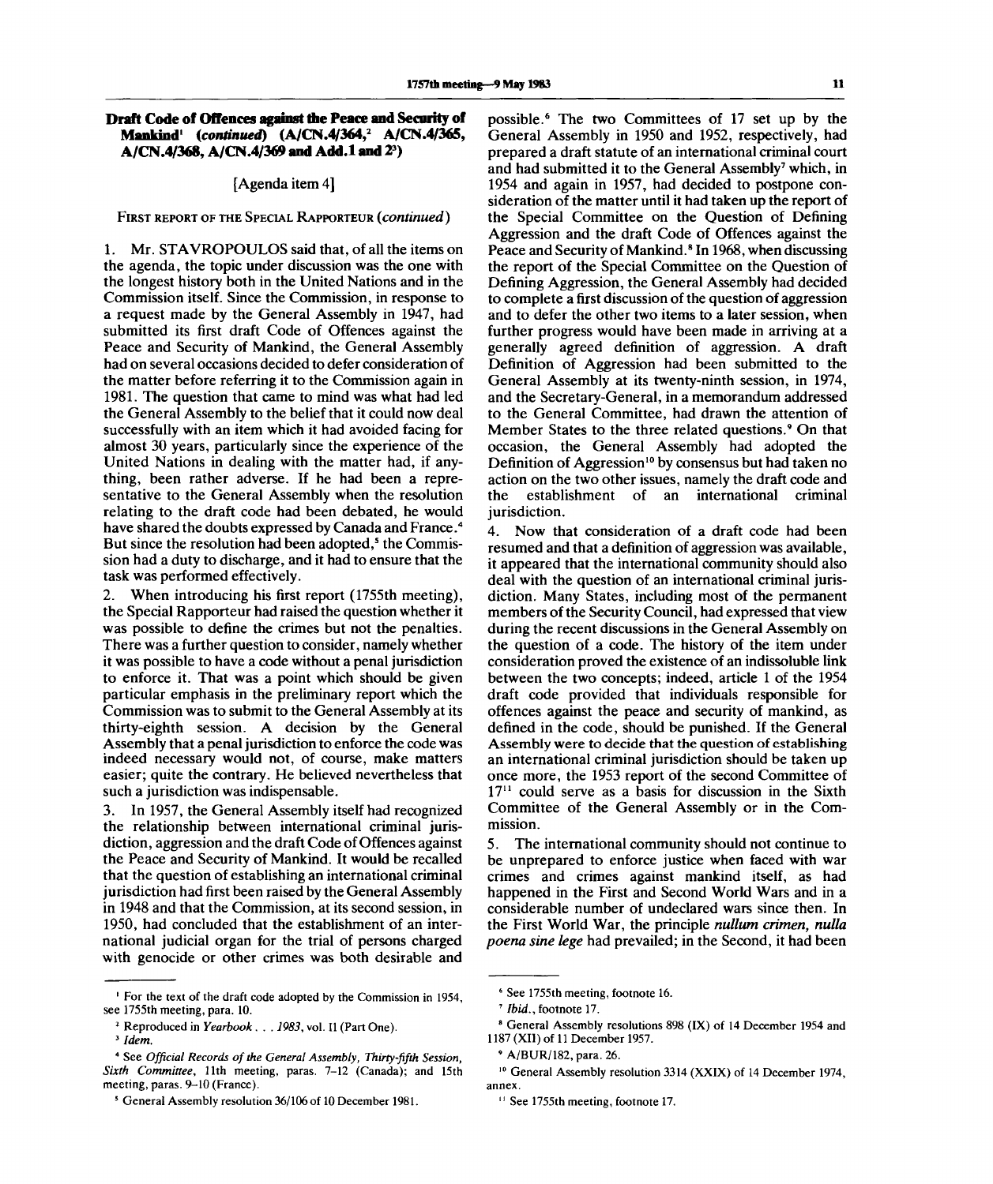**Draft Code of Offences against the Peace and Security of Mankind**[1] **(continued) (A/CN.4/364,[2] A/CN.4/365, A/CN.4/368, A/CN.4/369 and Add.1 and 2[3])**

[Agenda item 4]

FIRST REPORT OF THE SPECIAL RAPPORTEUR (*continued*)

1. Mr. STAVROPOULOS said that, of all the items on the agenda, the topic under discussion was the one with the longest history both in the United Nations and in the Commission itself. Since the Commission, in response to a request made by the General Assembly in 1947, had submitted its first draft Code of Offences against the Peace and Security of Mankind, the General Assembly had on several occasions decided to defer consideration of the matter before referring it to the Commission again in 1981. The question that came to mind was what had led the General Assembly to the belief that it could now deal successfully with an item which it had avoided facing for almost 30 years, particularly since the experience of the United Nations in dealing with the matter had, if anything, been rather adverse. If he had been a representative to the General Assembly when the resolution relating to the draft code had been debated, he would have shared the doubts expressed by Canada and France.[4] But since the resolution had been adopted,[5] the Commission had a duty to discharge, and it had to ensure that the task was performed effectively.

2. When introducing his first report (1755th meeting), the Special Rapporteur had raised the question whether it was possible to define the crimes but not the penalties. There was a further question to consider, namely whether it was possible to have a code without a penal jurisdiction to enforce it. That was a point which should be given particular emphasis in the preliminary report which the Commission was to submit to the General Assembly at its thirty-eighth session. A decision by the General Assembly that a penal jurisdiction to enforce the code was indeed necessary would not, of course, make matters easier; quite the contrary. He believed nevertheless that such a jurisdiction was indispensable.

3. In 1957, the General Assembly itself had recognized the relationship between international criminal jurisdiction, aggression and the draft Code of Offences against the Peace and Security of Mankind. It would be recalled that the question of establishing an international criminal jurisdiction had first been raised by the General Assembly in 1948 and that the Commission, at its second session, in 1950, had concluded that the establishment of an international judicial organ for the trial of persons charged with genocide or other crimes was both desirable and possible.[6] The two Committees of 17 set up by the General Assembly in 1950 and 1952, respectively, had prepared a draft statute of an international criminal court and had submitted it to the General Assembly[7] which, in 1954 and again in 1957, had decided to postpone consideration of the matter until it had taken up the report of the Special Committee on the Question of Defining Aggression and the draft Code of Offences against the Peace and Security of Mankind.[8] In 1968, when discussing the report of the Special Committee on the Question of Defining Aggression, the General Assembly had decided to complete a first discussion of the question of aggression and to defer the other two items to a later session, when further progress would have been made in arriving at a generally agreed definition of aggression. A draft Definition of Aggression had been submitted to the General Assembly at its twenty-ninth session, in 1974, and the Secretary-General, in a memorandum addressed to the General Committee, had drawn the attention of Member States to the three related questions.[9] On that occasion, the General Assembly had adopted the Definition of Aggression[10] by consensus but had taken no action on the two other issues, namely the draft code and the establishment of an international criminal jurisdiction.

4. Now that consideration of a draft code had been resumed and that a definition of aggression was available, it appeared that the international community should also deal with the question of an international criminal jurisdiction. Many States, including most of the permanent members of the Security Council, had expressed that view during the recent discussions in the General Assembly on the question of a code. The history of the item under consideration proved the existence of an indissoluble link between the two concepts; indeed, article 1 of the 1954 draft code provided that individuals responsible for offences against the peace and security of mankind, as defined in the code, should be punished. If the General Assembly were to decide that the question of establishing an international criminal jurisdiction should be taken up once more, the 1953 report of the second Committee of 17[11] could serve as a basis for discussion in the Sixth Committee of the General Assembly or in the Commission.

5. The international community should not continue to be unprepared to enforce justice when faced with war crimes and crimes against mankind itself, as had happened in the First and Second World Wars and in a considerable number of undeclared wars since then. In the First World War, the principle ***nullum crimen, nulla poena sine lege*** had prevailed; in the Second, it had been

---

[1] For the text of the draft code adopted by the Commission in 1954, see 1755th meeting, para. 10.

[2] Reproduced in *Yearbook . . . 1983*, vol. II (Part One).

[3] *Idem.*

[4] See *Official Records of the General Assembly, Thirty-fifth Session, Sixth Committee*, 11th meeting, paras. 7–12 (Canada); and 15th meeting, paras. 9–10 (France).

[5] General Assembly resolution 36/106 of 10 December 1981.

[6] See 1755th meeting, footnote 16.

[7] *Ibid.*, footnote 17.

[8] General Assembly resolutions 898 (IX) of 14 December 1954 and 1187 (XII) of 11 December 1957.

[9] A/BUR/182, para. 26.

[10] General Assembly resolution 3314 (XXIX) of 14 December 1974, annex.

[11] See 1755th meeting, footnote 17.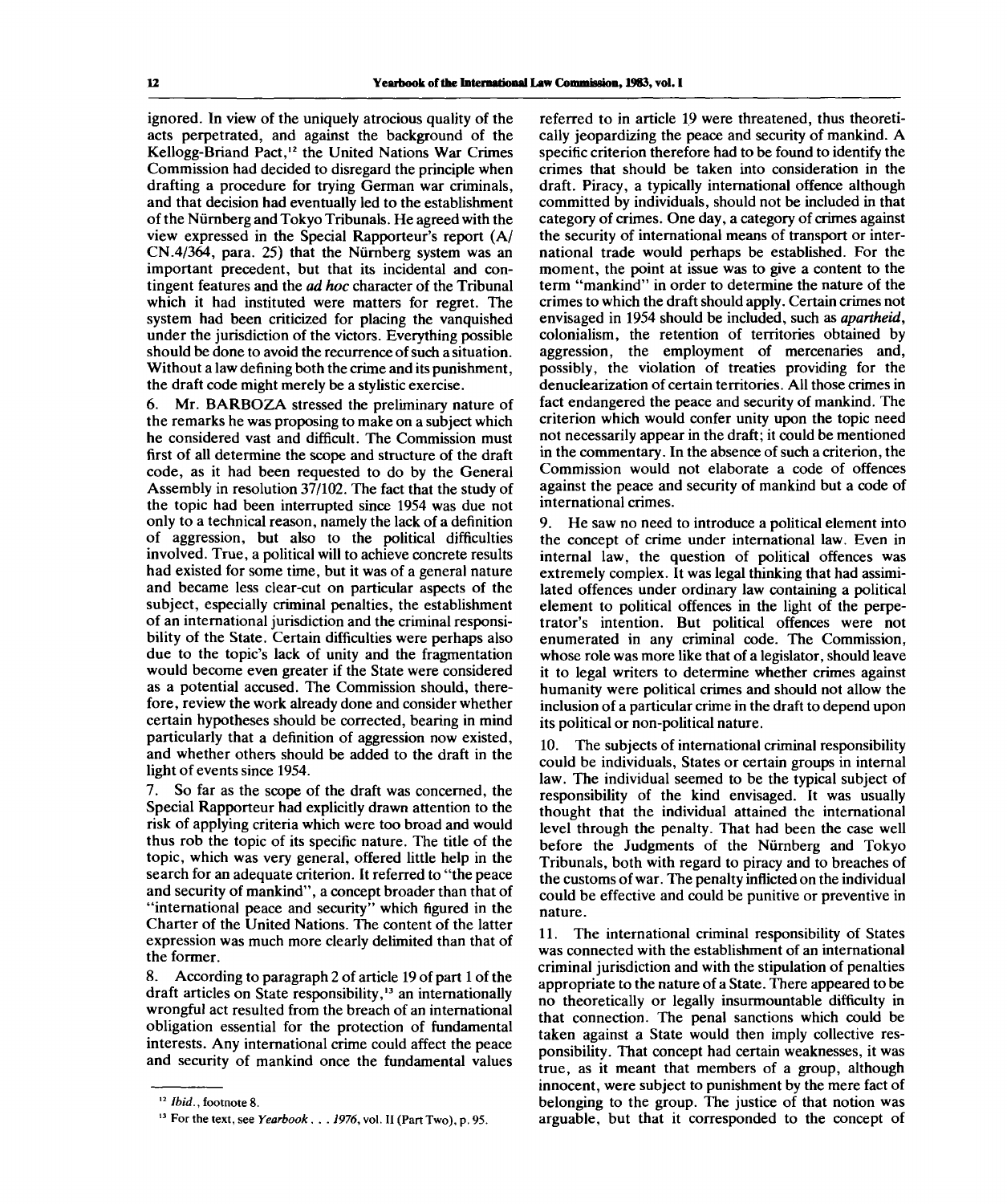ignored. In view of the uniquely atrocious quality of the acts perpetrated, and against the background of the Kellogg-Briand Pact,[12] the United Nations War Crimes Commission had decided to disregard the principle when drafting a procedure for trying German war criminals, and that decision had eventually led to the establishment of the Nürnberg and Tokyo Tribunals. He agreed with the view expressed in the Special Rapporteur's report (A/CN.4/364, para. 25) that the Nürnberg system was an important precedent, but that its incidental and contingent features and the *ad hoc* character of the Tribunal which it had instituted were matters for regret. The system had been criticized for placing the vanquished under the jurisdiction of the victors. Everything possible should be done to avoid the recurrence of such a situation. Without a law defining both the crime and its punishment, the draft code might merely be a stylistic exercise.

6. Mr. BARBOZA stressed the preliminary nature of the remarks he was proposing to make on a subject which he considered vast and difficult. The Commission must first of all determine the scope and structure of the draft code, as it had been requested to do by the General Assembly in resolution 37/102. The fact that the study of the topic had been interrupted since 1954 was due not only to a technical reason, namely the lack of a definition of aggression, but also to the political difficulties involved. True, a political will to achieve concrete results had existed for some time, but it was of a general nature and became less clear-cut on particular aspects of the subject, especially criminal penalties, the establishment of an international jurisdiction and the criminal responsibility of the State. Certain difficulties were perhaps also due to the topic's lack of unity and the fragmentation would become even greater if the State were considered as a potential accused. The Commission should, therefore, review the work already done and consider whether certain hypotheses should be corrected, bearing in mind particularly that a definition of aggression now existed, and whether others should be added to the draft in the light of events since 1954.

7. So far as the scope of the draft was concerned, the Special Rapporteur had explicitly drawn attention to the risk of applying criteria which were too broad and would thus rob the topic of its specific nature. The title of the topic, which was very general, offered little help in the search for an adequate criterion. It referred to "the peace and security of mankind", a concept broader than that of "international peace and security" which figured in the Charter of the United Nations. The content of the latter expression was much more clearly delimited than that of the former.

8. According to paragraph 2 of article 19 of part 1 of the draft articles on State responsibility,[13] an internationally wrongful act resulted from the breach of an international obligation essential for the protection of fundamental interests. Any international crime could affect the peace and security of mankind once the fundamental values referred to in article 19 were threatened, thus theoretically jeopardizing the peace and security of mankind. A specific criterion therefore had to be found to identify the crimes that should be taken into consideration in the draft. Piracy, a typically international offence although committed by individuals, should not be included in that category of crimes. One day, a category of crimes against the security of international means of transport or international trade would perhaps be established. For the moment, the point at issue was to give a content to the term "mankind" in order to determine the nature of the crimes to which the draft should apply. Certain crimes not envisaged in 1954 should be included, such as *apartheid*, colonialism, the retention of territories obtained by aggression, the employment of mercenaries and, possibly, the violation of treaties providing for the denuclearization of certain territories. All those crimes in fact endangered the peace and security of mankind. The criterion which would confer unity upon the topic need not necessarily appear in the draft; it could be mentioned in the commentary. In the absence of such a criterion, the Commission would not elaborate a code of offences against the peace and security of mankind but a code of international crimes.

9. He saw no need to introduce a political element into the concept of crime under international law. Even in internal law, the question of political offences was extremely complex. It was legal thinking that had assimilated offences under ordinary law containing a political element to political offences in the light of the perpetrator's intention. But political offences were not enumerated in any criminal code. The Commission, whose role was more like that of a legislator, should leave it to legal writers to determine whether crimes against humanity were political crimes and should not allow the inclusion of a particular crime in the draft to depend upon its political or non-political nature.

10. The subjects of international criminal responsibility could be individuals, States or certain groups in internal law. The individual seemed to be the typical subject of responsibility of the kind envisaged. It was usually thought that the individual attained the international level through the penalty. That had been the case well before the Judgments of the Nürnberg and Tokyo Tribunals, both with regard to piracy and to breaches of the customs of war. The penalty inflicted on the individual could be effective and could be punitive or preventive in nature.

11. The international criminal responsibility of States was connected with the establishment of an international criminal jurisdiction and with the stipulation of penalties appropriate to the nature of a State. There appeared to be no theoretically or legally insurmountable difficulty in that connection. The penal sanctions which could be taken against a State would then imply collective responsibility. That concept had certain weaknesses, it was true, as it meant that members of a group, although innocent, were subject to punishment by the mere fact of belonging to the group. The justice of that notion was arguable, but that it corresponded to the concept of

---

[12] *Ibid.*, footnote 8.

[13] For the text, see *Yearbook . . . 1976*, vol. II (Part Two), p. 95.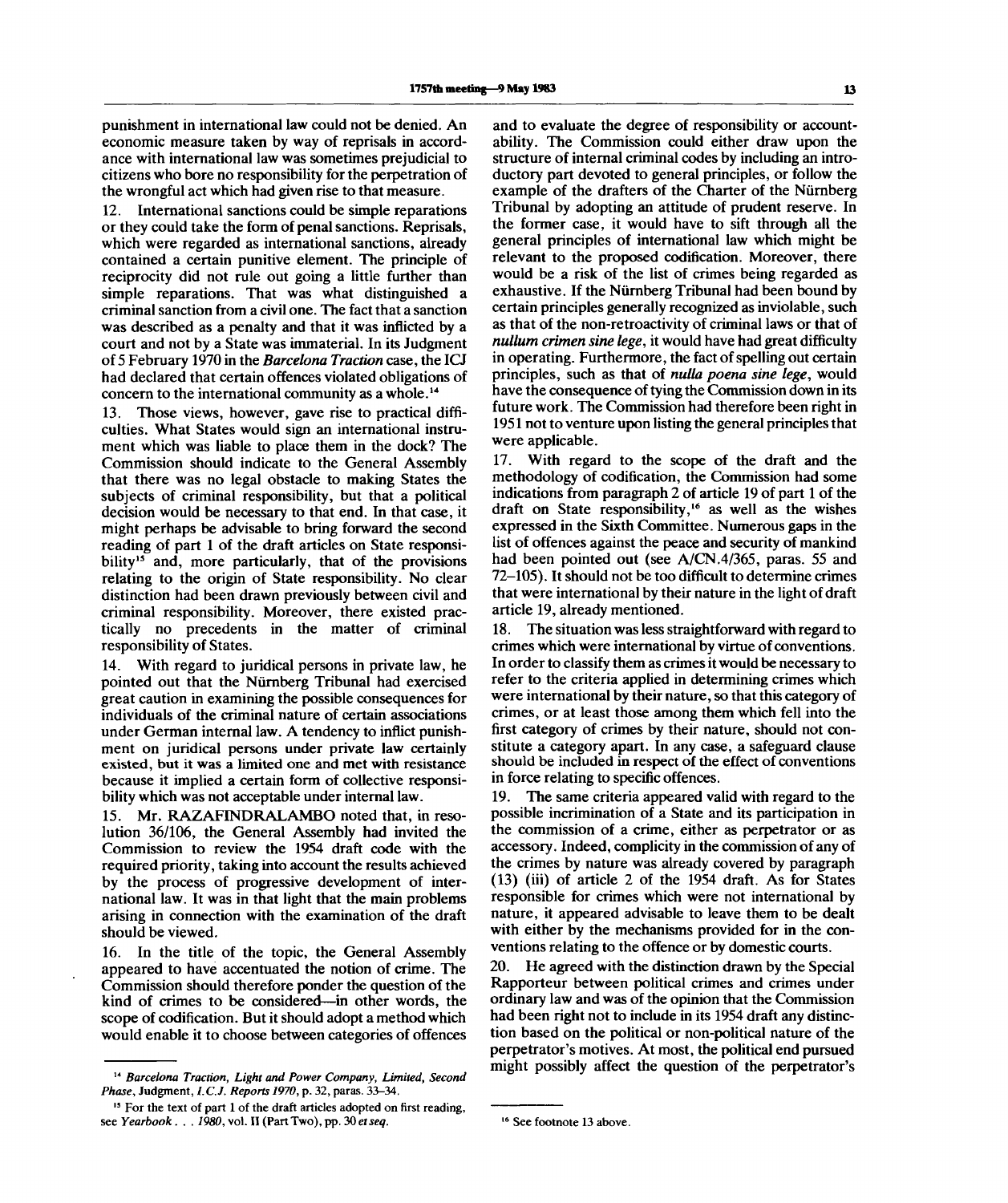punishment in international law could not be denied. An economic measure taken by way of reprisals in accordance with international law was sometimes prejudicial to citizens who bore no responsibility for the perpetration of the wrongful act which had given rise to that measure.

12. International sanctions could be simple reparations or they could take the form of penal sanctions. Reprisals, which were regarded as international sanctions, already contained a certain punitive element. The principle of reciprocity did not rule out going a little further than simple reparations. That was what distinguished a criminal sanction from a civil one. The fact that a sanction was described as a penalty and that it was inflicted by a court and not by a State was immaterial. In its Judgment of 5 February 1970 in the *Barcelona Traction* case, the ICJ had declared that certain offences violated obligations of concern to the international community as a whole.[14]

13. Those views, however, gave rise to practical difficulties. What States would sign an international instrument which was liable to place them in the dock? The Commission should indicate to the General Assembly that there was no legal obstacle to making States the subjects of criminal responsibility, but that a political decision would be necessary to that end. In that case, it might perhaps be advisable to bring forward the second reading of part 1 of the draft articles on State responsibility[15] and, more particularly, that of the provisions relating to the origin of State responsibility. No clear distinction had been drawn previously between civil and criminal responsibility. Moreover, there existed practically no precedents in the matter of criminal responsibility of States.

14. With regard to juridical persons in private law, he pointed out that the Nürnberg Tribunal had exercised great caution in examining the possible consequences for individuals of the criminal nature of certain associations under German internal law. A tendency to inflict punishment on juridical persons under private law certainly existed, but it was a limited one and met with resistance because it implied a certain form of collective responsibility which was not acceptable under internal law.

15. Mr. RAZAFINDRALAMBO noted that, in resolution 36/106, the General Assembly had invited the Commission to review the 1954 draft code with the required priority, taking into account the results achieved by the process of progressive development of international law. It was in that light that the main problems arising in connection with the examination of the draft should be viewed.

16. In the title of the topic, the General Assembly appeared to have accentuated the notion of crime. The Commission should therefore ponder the question of the kind of crimes to be considered—in other words, the scope of codification. But it should adopt a method which would enable it to choose between categories of offences and to evaluate the degree of responsibility or accountability. The Commission could either draw upon the structure of internal criminal codes by including an introductory part devoted to general principles, or follow the example of the drafters of the Charter of the Nürnberg Tribunal by adopting an attitude of prudent reserve. In the former case, it would have to sift through all the general principles of international law which might be relevant to the proposed codification. Moreover, there would be a risk of the list of crimes being regarded as exhaustive. If the Nürnberg Tribunal had been bound by certain principles generally recognized as inviolable, such as that of the non-retroactivity of criminal laws or that of *nullum crimen sine lege*, it would have had great difficulty in operating. Furthermore, the fact of spelling out certain principles, such as that of *nulla poena sine lege*, would have the consequence of tying the Commission down in its future work. The Commission had therefore been right in 1951 not to venture upon listing the general principles that were applicable.

17. With regard to the scope of the draft and the methodology of codification, the Commission had some indications from paragraph 2 of article 19 of part 1 of the draft on State responsibility,[16] as well as the wishes expressed in the Sixth Committee. Numerous gaps in the list of offences against the peace and security of mankind had been pointed out (see A/CN.4/365, paras. 55 and 72–105). It should not be too difficult to determine crimes that were international by their nature in the light of draft article 19, already mentioned.

18. The situation was less straightforward with regard to crimes which were international by virtue of conventions. In order to classify them as crimes it would be necessary to refer to the criteria applied in determining crimes which were international by their nature, so that this category of crimes, or at least those among them which fell into the first category of crimes by their nature, should not constitute a category apart. In any case, a safeguard clause should be included in respect of the effect of conventions in force relating to specific offences.

19. The same criteria appeared valid with regard to the possible incrimination of a State and its participation in the commission of a crime, either as perpetrator or as accessory. Indeed, complicity in the commission of any of the crimes by nature was already covered by paragraph (13) (iii) of article 2 of the 1954 draft. As for States responsible for crimes which were not international by nature, it appeared advisable to leave them to be dealt with either by the mechanisms provided for in the conventions relating to the offence or by domestic courts.

20. He agreed with the distinction drawn by the Special Rapporteur between political crimes and crimes under ordinary law and was of the opinion that the Commission had been right not to include in its 1954 draft any distinction based on the political or non-political nature of the perpetrator's motives. At most, the political end pursued might possibly affect the question of the perpetrator's

---

[14] *Barcelona Traction, Light and Power Company, Limited, Second Phase*, Judgment, *I.C.J. Reports 1970*, p. 32, paras. 33–34.

[15] For the text of part 1 of the draft articles adopted on first reading, see *Yearbook . . . 1980*, vol. II (Part Two), pp. 30 *et seq.*

[16] See footnote 13 above.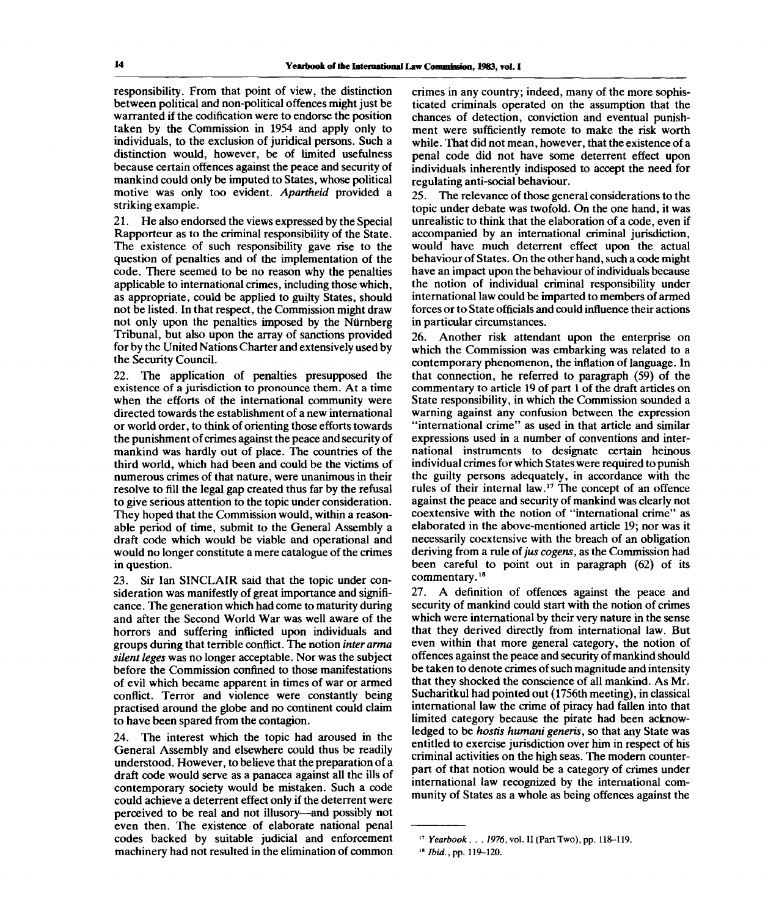responsibility. From that point of view, the distinction between political and non-political offences might just be warranted if the codification were to endorse the position taken by the Commission in 1954 and apply only to individuals, to the exclusion of juridical persons. Such a distinction would, however, be of limited usefulness because certain offences against the peace and security of mankind could only be imputed to States, whose political motive was only too evident. *Apartheid* provided a striking example.

21. He also endorsed the views expressed by the Special Rapporteur as to the criminal responsibility of the State. The existence of such responsibility gave rise to the question of penalties and of the implementation of the code. There seemed to be no reason why the penalties applicable to international crimes, including those which, as appropriate, could be applied to guilty States, should not be listed. In that respect, the Commission might draw not only upon the penalties imposed by the Nürnberg Tribunal, but also upon the array of sanctions provided for by the United Nations Charter and extensively used by the Security Council.

22. The application of penalties presupposed the existence of a jurisdiction to pronounce them. At a time when the efforts of the international community were directed towards the establishment of a new international or world order, to think of orienting those efforts towards the punishment of crimes against the peace and security of mankind was hardly out of place. The countries of the third world, which had been and could be the victims of numerous crimes of that nature, were unanimous in their resolve to fill the legal gap created thus far by the refusal to give serious attention to the topic under consideration. They hoped that the Commission would, within a reasonable period of time, submit to the General Assembly a draft code which would be viable and operational and would no longer constitute a mere catalogue of the crimes in question.

23. Sir Ian SINCLAIR said that the topic under consideration was manifestly of great importance and significance. The generation which had come to maturity during and after the Second World War was well aware of the horrors and suffering inflicted upon individuals and groups during that terrible conflict. The notion *inter arma silent leges* was no longer acceptable. Nor was the subject before the Commission confined to those manifestations of evil which became apparent in times of war or armed conflict. Terror and violence were constantly being practised around the globe and no continent could claim to have been spared from the contagion.

24. The interest which the topic had aroused in the General Assembly and elsewhere could thus be readily understood. However, to believe that the preparation of a draft code would serve as a panacea against all the ills of contemporary society would be mistaken. Such a code could achieve a deterrent effect only if the deterrent were perceived to be real and not illusory—and possibly not even then. The existence of elaborate national penal codes backed by suitable judicial and enforcement machinery had not resulted in the elimination of common crimes in any country; indeed, many of the more sophisticated criminals operated on the assumption that the chances of detection, conviction and eventual punishment were sufficiently remote to make the risk worth while. That did not mean, however, that the existence of a penal code did not have some deterrent effect upon individuals inherently indisposed to accept the need for regulating anti-social behaviour.

25. The relevance of those general considerations to the topic under debate was twofold. On the one hand, it was unrealistic to think that the elaboration of a code, even if accompanied by an international criminal jurisdiction, would have much deterrent effect upon the actual behaviour of States. On the other hand, such a code might have an impact upon the behaviour of individuals because the notion of individual criminal responsibility under international law could be imparted to members of armed forces or to State officials and could influence their actions in particular circumstances.

26. Another risk attendant upon the enterprise on which the Commission was embarking was related to a contemporary phenomenon, the inflation of language. In that connection, he referred to paragraph (59) of the commentary to article 19 of part 1 of the draft articles on State responsibility, in which the Commission sounded a warning against any confusion between the expression "international crime" as used in that article and similar expressions used in a number of conventions and international instruments to designate certain heinous individual crimes for which States were required to punish the guilty persons adequately, in accordance with the rules of their internal law.[17] The concept of an offence against the peace and security of mankind was clearly not coextensive with the notion of "international crime" as elaborated in the above-mentioned article 19; nor was it necessarily coextensive with the breach of an obligation deriving from a rule of *jus cogens*, as the Commission had been careful to point out in paragraph (62) of its commentary.[18]

27. A definition of offences against the peace and security of mankind could start with the notion of crimes which were international by their very nature in the sense that they derived directly from international law. But even within that more general category, the notion of offences against the peace and security of mankind should be taken to denote crimes of such magnitude and intensity that they shocked the conscience of all mankind. As Mr. Sucharitkul had pointed out (1756th meeting), in classical international law the crime of piracy had fallen into that limited category because the pirate had been acknowledged to be *hostis humani generis*, so that any State was entitled to exercise jurisdiction over him in respect of his criminal activities on the high seas. The modern counterpart of that notion would be a category of crimes under international law recognized by the international community of States as a whole as being offences against the

---

[17] *Yearbook . . . 1976*, vol. II (Part Two), pp. 118–119.

[18] *Ibid.*, pp. 119–120.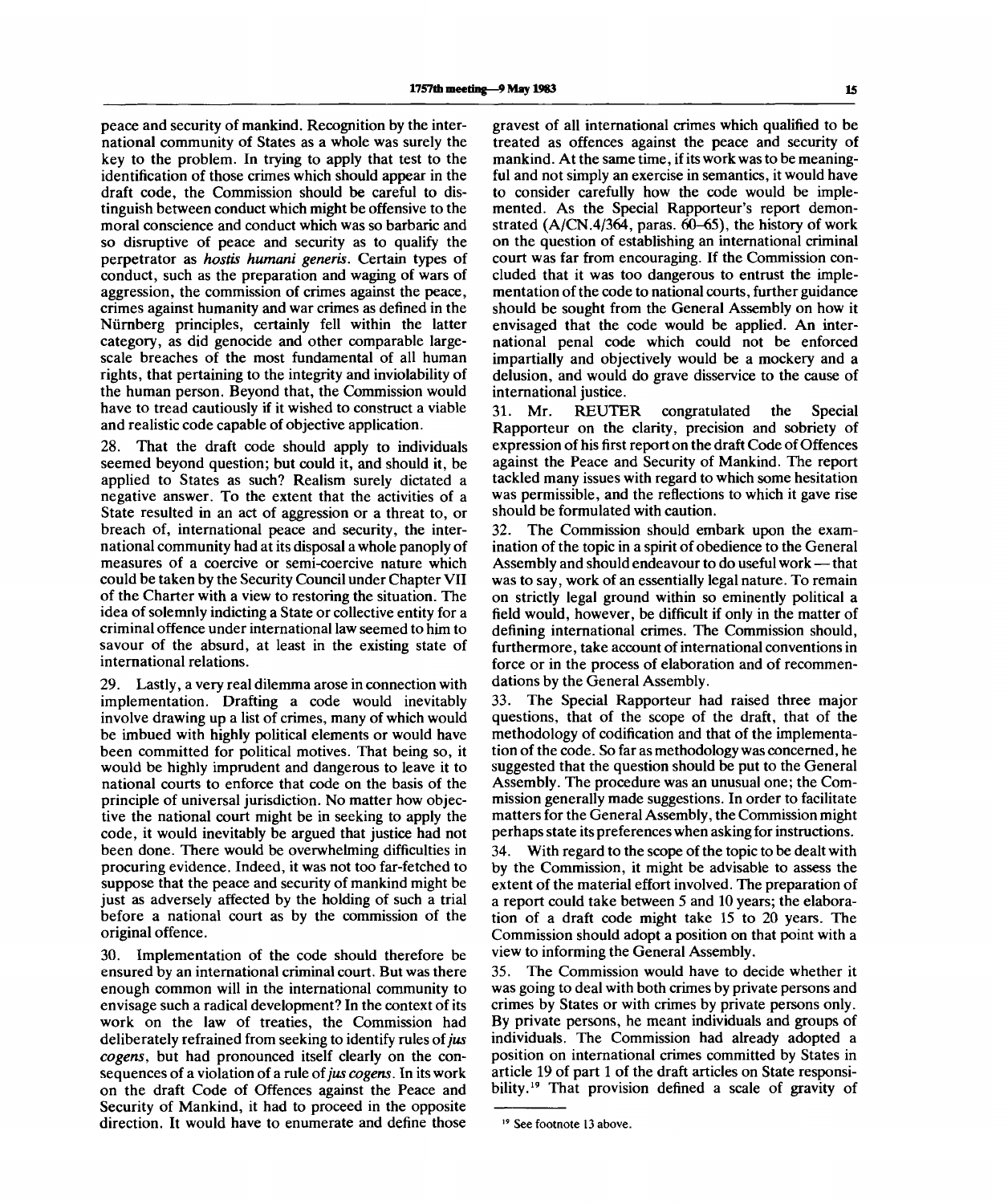peace and security of mankind. Recognition by the international community of States as a whole was surely the key to the problem. In trying to apply that test to the identification of those crimes which should appear in the draft code, the Commission should be careful to distinguish between conduct which might be offensive to the moral conscience and conduct which was so barbaric and so disruptive of peace and security as to qualify the perpetrator as *hostis humani generis*. Certain types of conduct, such as the preparation and waging of wars of aggression, the commission of crimes against the peace, crimes against humanity and war crimes as defined in the Nürnberg principles, certainly fell within the latter category, as did genocide and other comparable large-scale breaches of the most fundamental of all human rights, that pertaining to the integrity and inviolability of the human person. Beyond that, the Commission would have to tread cautiously if it wished to construct a viable and realistic code capable of objective application.

28. That the draft code should apply to individuals seemed beyond question; but could it, and should it, be applied to States as such? Realism surely dictated a negative answer. To the extent that the activities of a State resulted in an act of aggression or a threat to, or breach of, international peace and security, the international community had at its disposal a whole panoply of measures of a coercive or semi-coercive nature which could be taken by the Security Council under Chapter VII of the Charter with a view to restoring the situation. The idea of solemnly indicting a State or collective entity for a criminal offence under international law seemed to him to savour of the absurd, at least in the existing state of international relations.

29. Lastly, a very real dilemma arose in connection with implementation. Drafting a code would inevitably involve drawing up a list of crimes, many of which would be imbued with highly political elements or would have been committed for political motives. That being so, it would be highly imprudent and dangerous to leave it to national courts to enforce that code on the basis of the principle of universal jurisdiction. No matter how objective the national court might be in seeking to apply the code, it would inevitably be argued that justice had not been done. There would be overwhelming difficulties in procuring evidence. Indeed, it was not too far-fetched to suppose that the peace and security of mankind might be just as adversely affected by the holding of such a trial before a national court as by the commission of the original offence.

30. Implementation of the code should therefore be ensured by an international criminal court. But was there enough common will in the international community to envisage such a radical development? In the context of its work on the law of treaties, the Commission had deliberately refrained from seeking to identify rules of *jus cogens*, but had pronounced itself clearly on the consequences of a violation of a rule of *jus cogens*. In its work on the draft Code of Offences against the Peace and Security of Mankind, it had to proceed in the opposite direction. It would have to enumerate and define those gravest of all international crimes which qualified to be treated as offences against the peace and security of mankind. At the same time, if its work was to be meaningful and not simply an exercise in semantics, it would have to consider carefully how the code would be implemented. As the Special Rapporteur's report demonstrated (A/CN.4/364, paras. 60–65), the history of work on the question of establishing an international criminal court was far from encouraging. If the Commission concluded that it was too dangerous to entrust the implementation of the code to national courts, further guidance should be sought from the General Assembly on how it envisaged that the code would be applied. An international penal code which could not be enforced impartially and objectively would be a mockery and a delusion, and would do grave disservice to the cause of international justice.

31. Mr. REUTER congratulated the Special Rapporteur on the clarity, precision and sobriety of expression of his first report on the draft Code of Offences against the Peace and Security of Mankind. The report tackled many issues with regard to which some hesitation was permissible, and the reflections to which it gave rise should be formulated with caution.

32. The Commission should embark upon the examination of the topic in a spirit of obedience to the General Assembly and should endeavour to do useful work — that was to say, work of an essentially legal nature. To remain on strictly legal ground within so eminently political a field would, however, be difficult if only in the matter of defining international crimes. The Commission should, furthermore, take account of international conventions in force or in the process of elaboration and of recommendations by the General Assembly.

33. The Special Rapporteur had raised three major questions, that of the scope of the draft, that of the methodology of codification and that of the implementation of the code. So far as methodology was concerned, he suggested that the question should be put to the General Assembly. The procedure was an unusual one; the Commission generally made suggestions. In order to facilitate matters for the General Assembly, the Commission might perhaps state its preferences when asking for instructions.

34. With regard to the scope of the topic to be dealt with by the Commission, it might be advisable to assess the extent of the material effort involved. The preparation of a report could take between 5 and 10 years; the elaboration of a draft code might take 15 to 20 years. The Commission should adopt a position on that point with a view to informing the General Assembly.

35. The Commission would have to decide whether it was going to deal with both crimes by private persons and crimes by States or with crimes by private persons only. By private persons, he meant individuals and groups of individuals. The Commission had already adopted a position on international crimes committed by States in article 19 of part 1 of the draft articles on State responsibility.[19] That provision defined a scale of gravity of

---

[19] See footnote 13 above.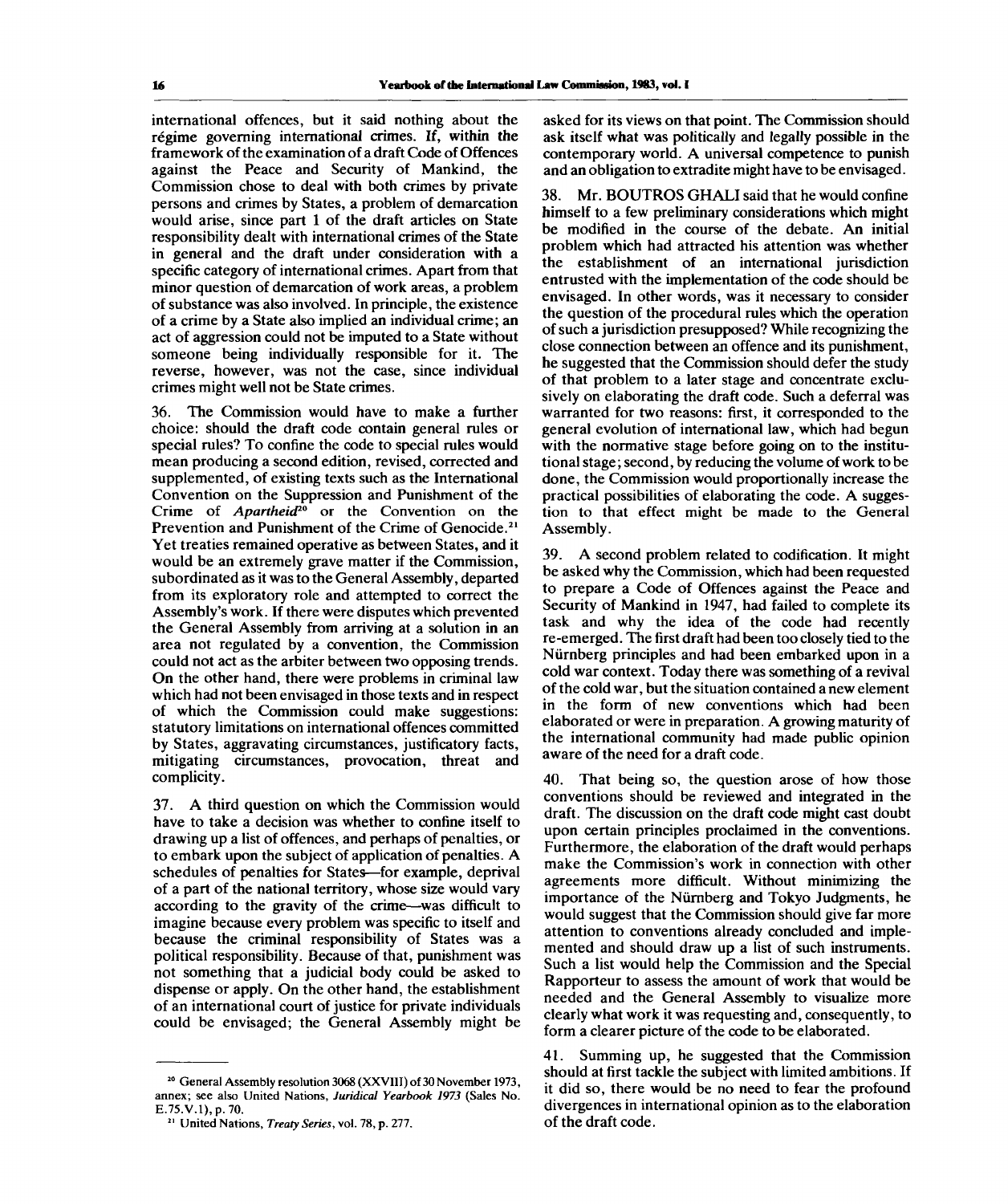international offences, but it said nothing about the régime governing international crimes. If, within the framework of the examination of a draft Code of Offences against the Peace and Security of Mankind, the Commission chose to deal with both crimes by private persons and crimes by States, a problem of demarcation would arise, since part 1 of the draft articles on State responsibility dealt with international crimes of the State in general and the draft under consideration with a specific category of international crimes. Apart from that minor question of demarcation of work areas, a problem of substance was also involved. In principle, the existence of a crime by a State also implied an individual crime; an act of aggression could not be imputed to a State without someone being individually responsible for it. The reverse, however, was not the case, since individual crimes might well not be State crimes.

36. The Commission would have to make a further choice: should the draft code contain general rules or special rules? To confine the code to special rules would mean producing a second edition, revised, corrected and supplemented, of existing texts such as the International Convention on the Suppression and Punishment of the Crime of *Apartheid*[20] or the Convention on the Prevention and Punishment of the Crime of Genocide.[21] Yet treaties remained operative as between States, and it would be an extremely grave matter if the Commission, subordinated as it was to the General Assembly, departed from its exploratory role and attempted to correct the Assembly's work. If there were disputes which prevented the General Assembly from arriving at a solution in an area not regulated by a convention, the Commission could not act as the arbiter between two opposing trends. On the other hand, there were problems in criminal law which had not been envisaged in those texts and in respect of which the Commission could make suggestions: statutory limitations on international offences committed by States, aggravating circumstances, justificatory facts, mitigating circumstances, provocation, threat and complicity.

37. A third question on which the Commission would have to take a decision was whether to confine itself to drawing up a list of offences, and perhaps of penalties, or to embark upon the subject of application of penalties. A schedules of penalties for States—for example, deprival of a part of the national territory, whose size would vary according to the gravity of the crime—was difficult to imagine because every problem was specific to itself and because the criminal responsibility of States was a political responsibility. Because of that, punishment was not something that a judicial body could be asked to dispense or apply. On the other hand, the establishment of an international court of justice for private individuals could be envisaged; the General Assembly might be asked for its views on that point. The Commission should ask itself what was politically and legally possible in the contemporary world. A universal competence to punish and an obligation to extradite might have to be envisaged.

38. Mr. BOUTROS GHALI said that he would confine himself to a few preliminary considerations which might be modified in the course of the debate. An initial problem which had attracted his attention was whether the establishment of an international jurisdiction entrusted with the implementation of the code should be envisaged. In other words, was it necessary to consider the question of the procedural rules which the operation of such a jurisdiction presupposed? While recognizing the close connection between an offence and its punishment, he suggested that the Commission should defer the study of that problem to a later stage and concentrate exclusively on elaborating the draft code. Such a deferral was warranted for two reasons: first, it corresponded to the general evolution of international law, which had begun with the normative stage before going on to the institutional stage; second, by reducing the volume of work to be done, the Commission would proportionally increase the practical possibilities of elaborating the code. A suggestion to that effect might be made to the General Assembly.

39. A second problem related to codification. It might be asked why the Commission, which had been requested to prepare a Code of Offences against the Peace and Security of Mankind in 1947, had failed to complete its task and why the idea of the code had recently re-emerged. The first draft had been too closely tied to the Nürnberg principles and had been embarked upon in a cold war context. Today there was something of a revival of the cold war, but the situation contained a new element in the form of new conventions which had been elaborated or were in preparation. A growing maturity of the international community had made public opinion aware of the need for a draft code.

40. That being so, the question arose of how those conventions should be reviewed and integrated in the draft. The discussion on the draft code might cast doubt upon certain principles proclaimed in the conventions. Furthermore, the elaboration of the draft would perhaps make the Commission's work in connection with other agreements more difficult. Without minimizing the importance of the Nürnberg and Tokyo Judgments, he would suggest that the Commission should give far more attention to conventions already concluded and implemented and should draw up a list of such instruments. Such a list would help the Commission and the Special Rapporteur to assess the amount of work that would be needed and the General Assembly to visualize more clearly what work it was requesting and, consequently, to form a clearer picture of the code to be elaborated.

41. Summing up, he suggested that the Commission should at first tackle the subject with limited ambitions. If it did so, there would be no need to fear the profound divergences in international opinion as to the elaboration of the draft code.

---

[20] General Assembly resolution 3068 (XXVIII) of 30 November 1973, annex; see also United Nations, *Juridical Yearbook 1973* (Sales No. E.75.V.1), p. 70.

[21] United Nations, *Treaty Series*, vol. 78, p. 277.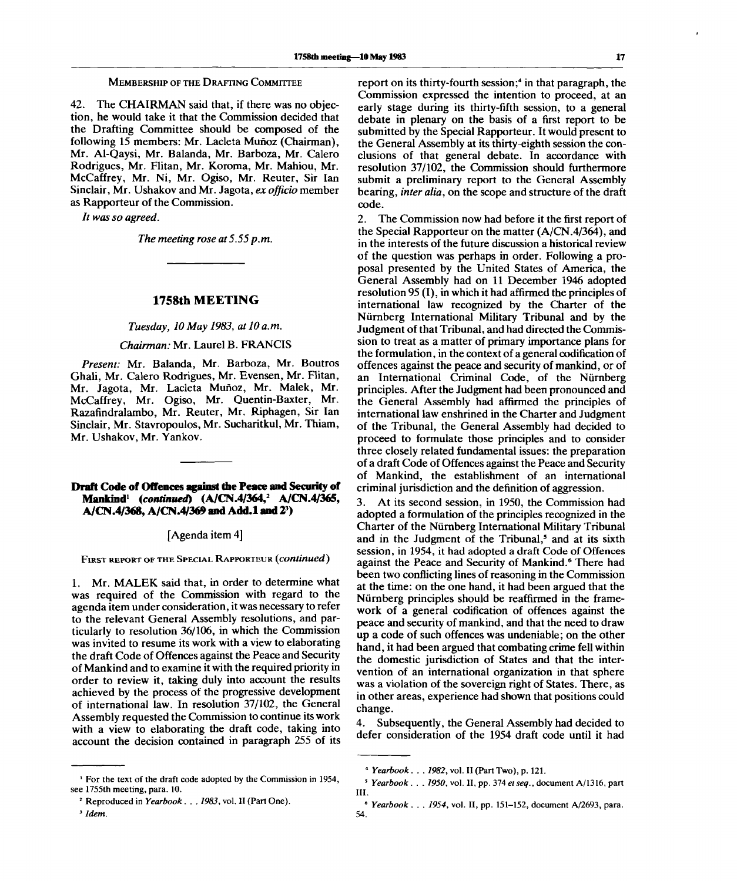MEMBERSHIP OF THE DRAFTING COMMITTEE

42. The CHAIRMAN said that, if there was no objection, he would take it that the Commission decided that the Drafting Committee should be composed of the following 15 members: Mr. Lacleta Muñoz (Chairman), Mr. Al-Qaysi, Mr. Balanda, Mr. Barboza, Mr. Calero Rodrigues, Mr. Flitan, Mr. Koroma, Mr. Mahiou, Mr. McCaffrey, Mr. Ni, Mr. Ogiso, Mr. Reuter, Sir Ian Sinclair, Mr. Ushakov and Mr. Jagota, *ex officio* member as Rapporteur of the Commission.

*It was so agreed.*

*The meeting rose at 5.55 p.m.*

---

## 1758th MEETING

*Tuesday, 10 May 1983, at 10 a.m.*

*Chairman:* Mr. Laurel B. FRANCIS

*Present:* Mr. Balanda, Mr. Barboza, Mr. Boutros Ghali, Mr. Calero Rodrigues, Mr. Evensen, Mr. Flitan, Mr. Jagota, Mr. Lacleta Muñoz, Mr. Malek, Mr. McCaffrey, Mr. Ogiso, Mr. Quentin-Baxter, Mr. Razafindralambo, Mr. Reuter, Mr. Riphagen, Sir Ian Sinclair, Mr. Stavropoulos, Mr. Sucharitkul, Mr. Thiam, Mr. Ushakov, Mr. Yankov.

---

### Draft Code of Offences against the Peace and Security of Mankind[1] (*continued*) (A/CN.4/364,[2] A/CN.4/365, A/CN.4/368, A/CN.4/369 and Add.1 and 2[3])

[Agenda item 4]

FIRST REPORT OF THE SPECIAL RAPPORTEUR (*continued*)

1. Mr. MALEK said that, in order to determine what was required of the Commission with regard to the agenda item under consideration, it was necessary to refer to the relevant General Assembly resolutions, and particularly to resolution 36/106, in which the Commission was invited to resume its work with a view to elaborating the draft Code of Offences against the Peace and Security of Mankind and to examine it with the required priority in order to review it, taking duly into account the results achieved by the process of the progressive development of international law. In resolution 37/102, the General Assembly requested the Commission to continue its work with a view to elaborating the draft code, taking into account the decision contained in paragraph 255 of its report on its thirty-fourth session;[4] in that paragraph, the Commission expressed the intention to proceed, at an early stage during its thirty-fifth session, to a general debate in plenary on the basis of a first report to be submitted by the Special Rapporteur. It would present to the General Assembly at its thirty-eighth session the conclusions of that general debate. In accordance with resolution 37/102, the Commission should furthermore submit a preliminary report to the General Assembly bearing, *inter alia*, on the scope and structure of the draft code.

2. The Commission now had before it the first report of the Special Rapporteur on the matter (A/CN.4/364), and in the interests of the future discussion a historical review of the question was perhaps in order. Following a proposal presented by the United States of America, the General Assembly had on 11 December 1946 adopted resolution 95 (I), in which it had affirmed the principles of international law recognized by the Charter of the Nürnberg International Military Tribunal and by the Judgment of that Tribunal, and had directed the Commission to treat as a matter of primary importance plans for the formulation, in the context of a general codification of offences against the peace and security of mankind, or of an International Criminal Code, of the Nürnberg principles. After the Judgment had been pronounced and the General Assembly had affirmed the principles of international law enshrined in the Charter and Judgment of the Tribunal, the General Assembly had decided to proceed to formulate those principles and to consider three closely related fundamental issues: the preparation of a draft Code of Offences against the Peace and Security of Mankind, the establishment of an international criminal jurisdiction and the definition of aggression.

3. At its second session, in 1950, the Commission had adopted a formulation of the principles recognized in the Charter of the Nürnberg International Military Tribunal and in the Judgment of the Tribunal,[5] and at its sixth session, in 1954, it had adopted a draft Code of Offences against the Peace and Security of Mankind.[6] There had been two conflicting lines of reasoning in the Commission at the time: on the one hand, it had been argued that the Nürnberg principles should be reaffirmed in the framework of a general codification of offences against the peace and security of mankind, and that the need to draw up a code of such offences was undeniable; on the other hand, it had been argued that combating crime fell within the domestic jurisdiction of States and that the intervention of an international organization in that sphere was a violation of the sovereign right of States. There, as in other areas, experience had shown that positions could change.

4. Subsequently, the General Assembly had decided to defer consideration of the 1954 draft code until it had

---

[1] For the text of the draft code adopted by the Commission in 1954, see 1755th meeting, para. 10.

[2] Reproduced in *Yearbook . . . 1983*, vol. II (Part One).

[3] *Idem.*

[4] *Yearbook . . . 1982*, vol. II (Part Two), p. 121.

[5] *Yearbook . . . 1950*, vol. II, pp. 374 *et seq.*, document A/1316, part III.

[6] *Yearbook . . . 1954*, vol. II, pp. 151–152, document A/2693, para. 54.